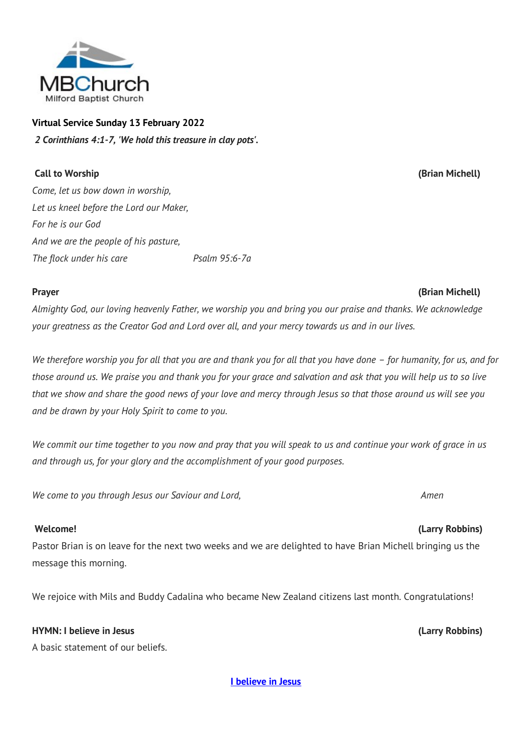MBChurch
Milford Baptist Church

**Virtual Service Sunday 13 February 2022**

***2 Corinthians 4:1-7, 'We hold this treasure in clay pots'.***

**Call to Worship** **(Brian Michell)**

*Come, let us bow down in worship,*
*Let us kneel before the Lord our Maker,*
*For he is our God*
*And we are the people of his pasture,*
*The flock under his care* *Psalm 95:6-7a*

**Prayer** **(Brian Michell)**

*Almighty God, our loving heavenly Father, we worship you and bring you our praise and thanks. We acknowledge your greatness as the Creator God and Lord over all, and your mercy towards us and in our lives.*

*We therefore worship you for all that you are and thank you for all that you have done – for humanity, for us, and for those around us. We praise you and thank you for your grace and salvation and ask that you will help us to so live that we show and share the good news of your love and mercy through Jesus so that those around us will see you and be drawn by your Holy Spirit to come to you.*

*We commit our time together to you now and pray that you will speak to us and continue your work of grace in us and through us, for your glory and the accomplishment of your good purposes.*

*We come to you through Jesus our Saviour and Lord,* *Amen*

**Welcome!** **(Larry Robbins)**

Pastor Brian is on leave for the next two weeks and we are delighted to have Brian Michell bringing us the message this morning.

We rejoice with Mils and Buddy Cadalina who became New Zealand citizens last month. Congratulations!

**HYMN: I believe in Jesus** **(Larry Robbins)**

A basic statement of our beliefs.

**I believe in Jesus**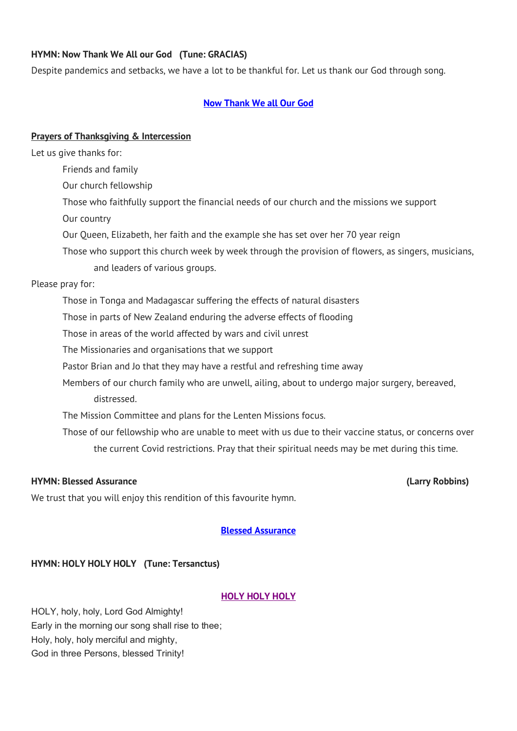**HYMN: Now Thank We All our God (Tune: GRACIAS)**

Despite pandemics and setbacks, we have a lot to be thankful for. Let us thank our God through song.

**Now Thank We all Our God**

**Prayers of Thanksgiving & Intercession**

Let us give thanks for:

- Friends and family
- Our church fellowship
- Those who faithfully support the financial needs of our church and the missions we support
- Our country
- Our Queen, Elizabeth, her faith and the example she has set over her 70 year reign
- Those who support this church week by week through the provision of flowers, as singers, musicians, and leaders of various groups.

Please pray for:

- Those in Tonga and Madagascar suffering the effects of natural disasters
- Those in parts of New Zealand enduring the adverse effects of flooding
- Those in areas of the world affected by wars and civil unrest
- The Missionaries and organisations that we support
- Pastor Brian and Jo that they may have a restful and refreshing time away
- Members of our church family who are unwell, ailing, about to undergo major surgery, bereaved, distressed.
- The Mission Committee and plans for the Lenten Missions focus.
- Those of our fellowship who are unable to meet with us due to their vaccine status, or concerns over the current Covid restrictions. Pray that their spiritual needs may be met during this time.

**HYMN: Blessed Assurance (Larry Robbins)**

We trust that you will enjoy this rendition of this favourite hymn.

**Blessed Assurance**

**HYMN: HOLY HOLY HOLY (Tune: Tersanctus)**

**HOLY HOLY HOLY**

HOLY, holy, holy, Lord God Almighty!
Early in the morning our song shall rise to thee;
Holy, holy, holy merciful and mighty,
God in three Persons, blessed Trinity!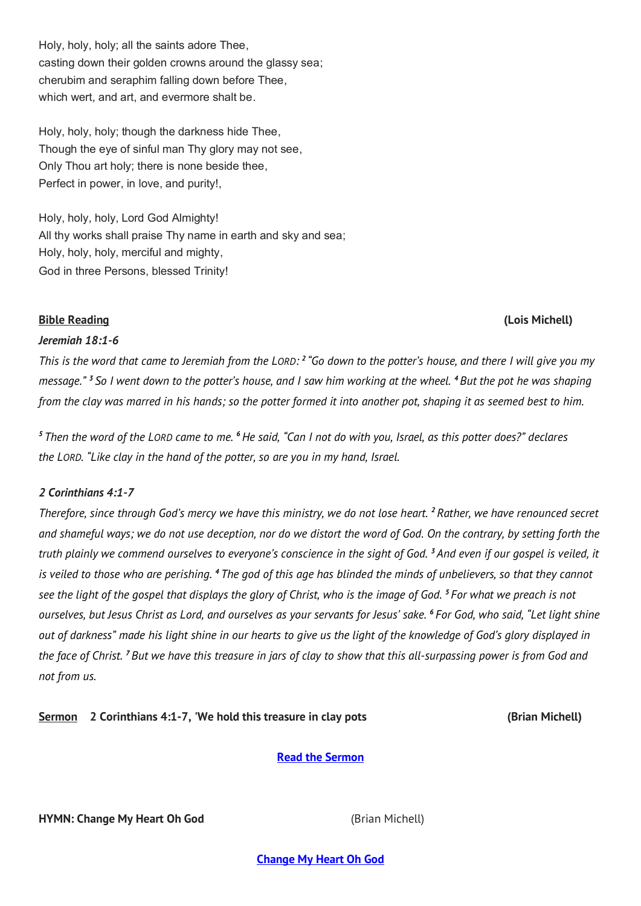Holy, holy, holy; all the saints adore Thee,
casting down their golden crowns around the glassy sea;
cherubim and seraphim falling down before Thee,
which wert, and art, and evermore shalt be.

Holy, holy, holy; though the darkness hide Thee,
Though the eye of sinful man Thy glory may not see,
Only Thou art holy; there is none beside thee,
Perfect in power, in love, and purity!,

Holy, holy, holy, Lord God Almighty!
All thy works shall praise Thy name in earth and sky and sea;
Holy, holy, holy, merciful and mighty,
God in three Persons, blessed Trinity!

**Bible Reading** **(Lois Michell)**

***Jeremiah 18:1-6***

*This is the word that came to Jeremiah from the LORD: [2] "Go down to the potter's house, and there I will give you my message." [3] So I went down to the potter's house, and I saw him working at the wheel. [4] But the pot he was shaping from the clay was marred in his hands; so the potter formed it into another pot, shaping it as seemed best to him.*

*[5] Then the word of the LORD came to me. [6] He said, "Can I not do with you, Israel, as this potter does?" declares the LORD. "Like clay in the hand of the potter, so are you in my hand, Israel.*

***2 Corinthians 4:1-7***

*Therefore, since through God's mercy we have this ministry, we do not lose heart. [2] Rather, we have renounced secret and shameful ways; we do not use deception, nor do we distort the word of God. On the contrary, by setting forth the truth plainly we commend ourselves to everyone's conscience in the sight of God. [3] And even if our gospel is veiled, it is veiled to those who are perishing. [4] The god of this age has blinded the minds of unbelievers, so that they cannot see the light of the gospel that displays the glory of Christ, who is the image of God. [5] For what we preach is not ourselves, but Jesus Christ as Lord, and ourselves as your servants for Jesus' sake. [6] For God, who said, "Let light shine out of darkness" made his light shine in our hearts to give us the light of the knowledge of God's glory displayed in the face of Christ. [7] But we have this treasure in jars of clay to show that this all-surpassing power is from God and not from us.*

**Sermon** **2 Corinthians 4:1-7, 'We hold this treasure in clay pots** **(Brian Michell)**

**Read the Sermon**

**HYMN: Change My Heart Oh God** (Brian Michell)

**Change My Heart Oh God**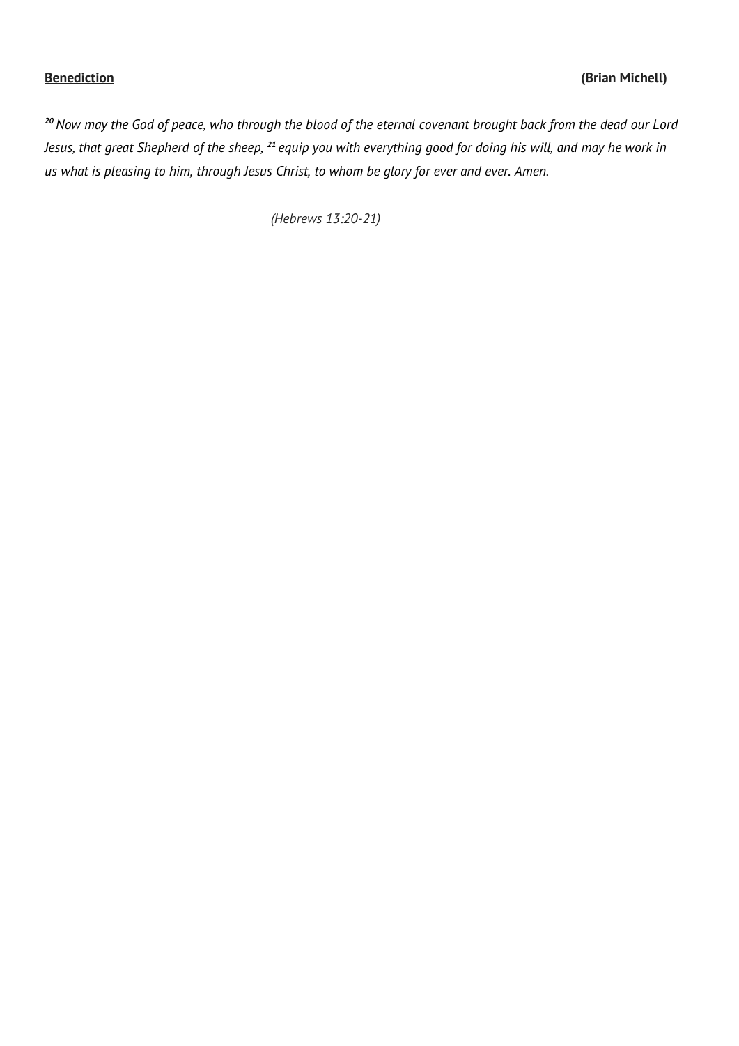**<u>Benediction</u>** **(Brian Michell)**

*[20] Now may the God of peace, who through the blood of the eternal covenant brought back from the dead our Lord Jesus, that great Shepherd of the sheep, [21] equip you with everything good for doing his will, and may he work in us what is pleasing to him, through Jesus Christ, to whom be glory for ever and ever. Amen.*

*(Hebrews 13:20-21)*